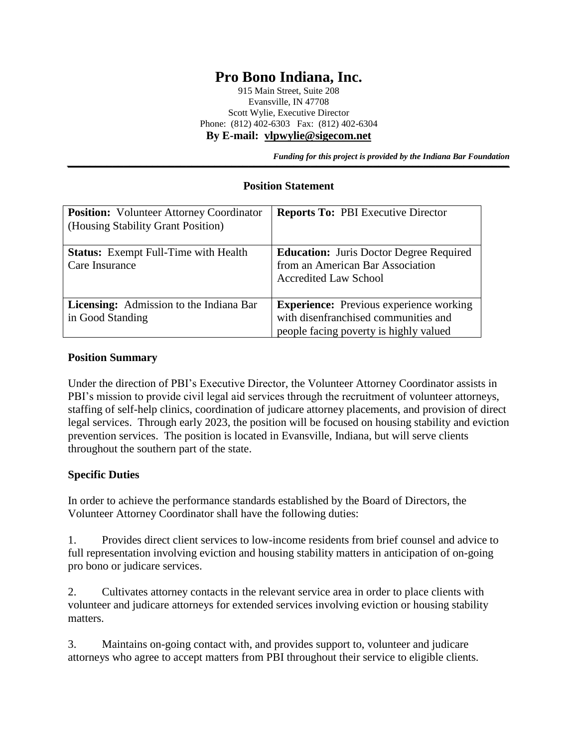# Pro Bono Indiana, Inc.

915 Main Street, Suite 208
Evansville, IN 47708
Scott Wylie, Executive Director
Phone: (812) 402-6303 Fax: (812) 402-6304
**By E-mail: vlpwylie@sigecom.net**

***Funding for this project is provided by the Indiana Bar Foundation***

---

## Position Statement

| | |
|---|---|
| **Position:** Volunteer Attorney Coordinator (Housing Stability Grant Position) | **Reports To:** PBI Executive Director |
| **Status:** Exempt Full-Time with Health Care Insurance | **Education:** Juris Doctor Degree Required from an American Bar Association Accredited Law School |
| **Licensing:** Admission to the Indiana Bar in Good Standing | **Experience:** Previous experience working with disenfranchised communities and people facing poverty is highly valued |

### Position Summary

Under the direction of PBI's Executive Director, the Volunteer Attorney Coordinator assists in PBI's mission to provide civil legal aid services through the recruitment of volunteer attorneys, staffing of self-help clinics, coordination of judicare attorney placements, and provision of direct legal services. Through early 2023, the position will be focused on housing stability and eviction prevention services. The position is located in Evansville, Indiana, but will serve clients throughout the southern part of the state.

### Specific Duties

In order to achieve the performance standards established by the Board of Directors, the Volunteer Attorney Coordinator shall have the following duties:

1. Provides direct client services to low-income residents from brief counsel and advice to full representation involving eviction and housing stability matters in anticipation of on-going pro bono or judicare services.

2. Cultivates attorney contacts in the relevant service area in order to place clients with volunteer and judicare attorneys for extended services involving eviction or housing stability matters.

3. Maintains on-going contact with, and provides support to, volunteer and judicare attorneys who agree to accept matters from PBI throughout their service to eligible clients.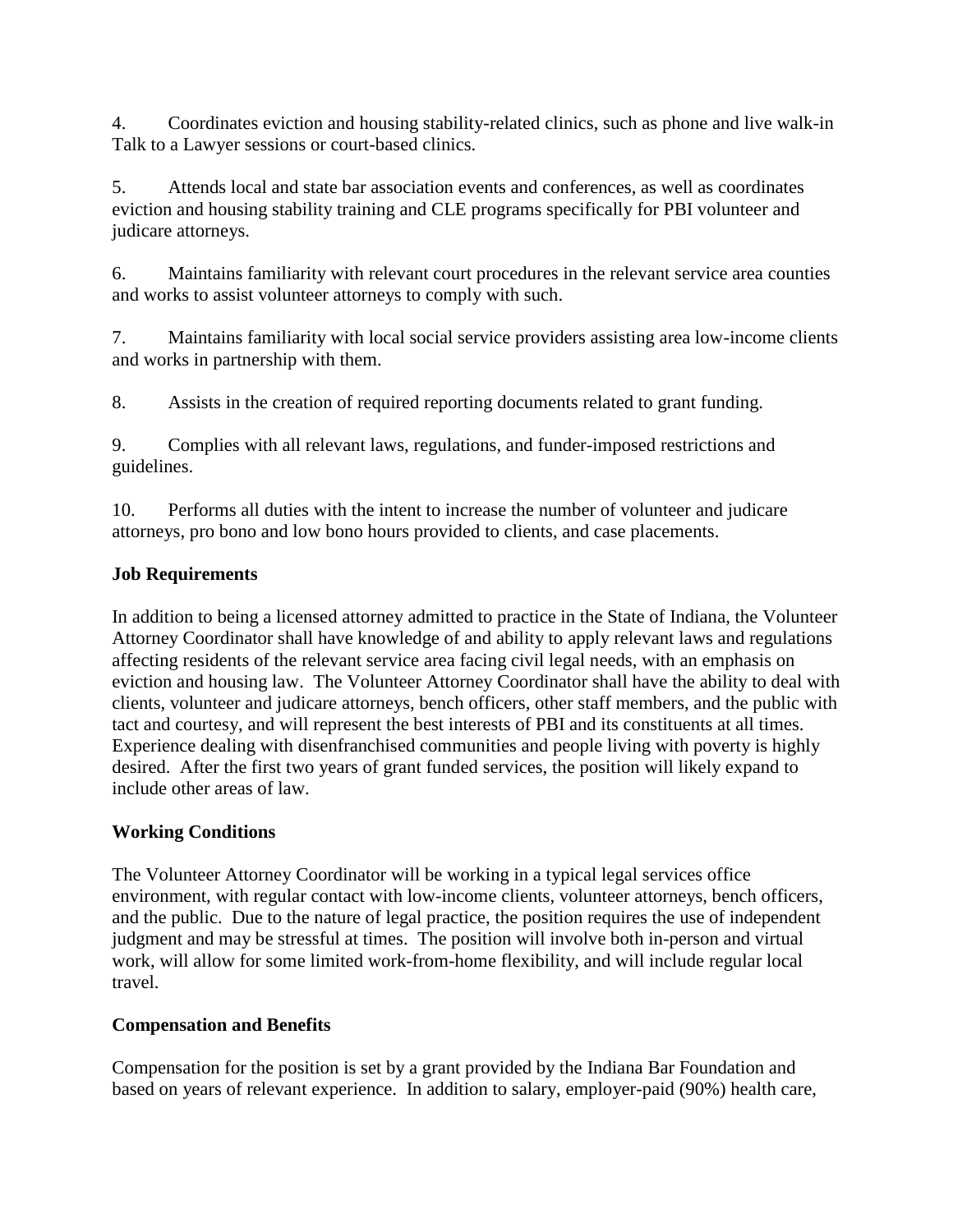4. Coordinates eviction and housing stability-related clinics, such as phone and live walk-in Talk to a Lawyer sessions or court-based clinics.

5. Attends local and state bar association events and conferences, as well as coordinates eviction and housing stability training and CLE programs specifically for PBI volunteer and judicare attorneys.

6. Maintains familiarity with relevant court procedures in the relevant service area counties and works to assist volunteer attorneys to comply with such.

7. Maintains familiarity with local social service providers assisting area low-income clients and works in partnership with them.

8. Assists in the creation of required reporting documents related to grant funding.

9. Complies with all relevant laws, regulations, and funder-imposed restrictions and guidelines.

10. Performs all duties with the intent to increase the number of volunteer and judicare attorneys, pro bono and low bono hours provided to clients, and case placements.

**Job Requirements**

In addition to being a licensed attorney admitted to practice in the State of Indiana, the Volunteer Attorney Coordinator shall have knowledge of and ability to apply relevant laws and regulations affecting residents of the relevant service area facing civil legal needs, with an emphasis on eviction and housing law. The Volunteer Attorney Coordinator shall have the ability to deal with clients, volunteer and judicare attorneys, bench officers, other staff members, and the public with tact and courtesy, and will represent the best interests of PBI and its constituents at all times. Experience dealing with disenfranchised communities and people living with poverty is highly desired. After the first two years of grant funded services, the position will likely expand to include other areas of law.

**Working Conditions**

The Volunteer Attorney Coordinator will be working in a typical legal services office environment, with regular contact with low-income clients, volunteer attorneys, bench officers, and the public. Due to the nature of legal practice, the position requires the use of independent judgment and may be stressful at times. The position will involve both in-person and virtual work, will allow for some limited work-from-home flexibility, and will include regular local travel.

**Compensation and Benefits**

Compensation for the position is set by a grant provided by the Indiana Bar Foundation and based on years of relevant experience. In addition to salary, employer-paid (90%) health care,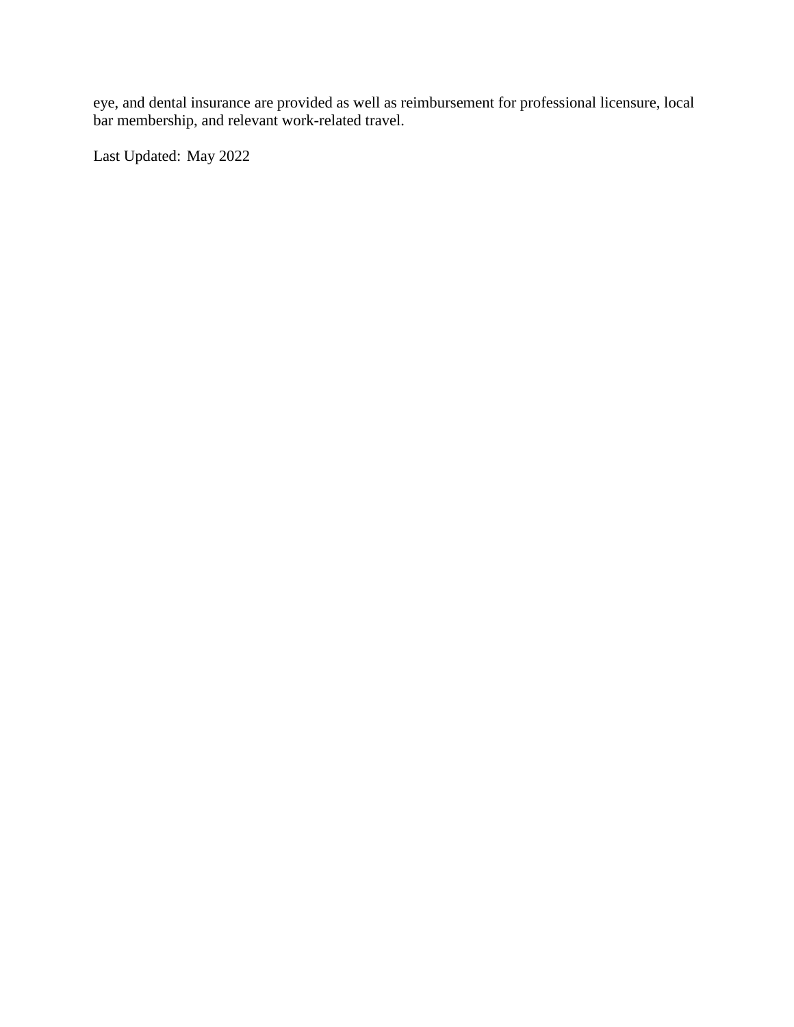eye, and dental insurance are provided as well as reimbursement for professional licensure, local bar membership, and relevant work-related travel.

Last Updated: May 2022